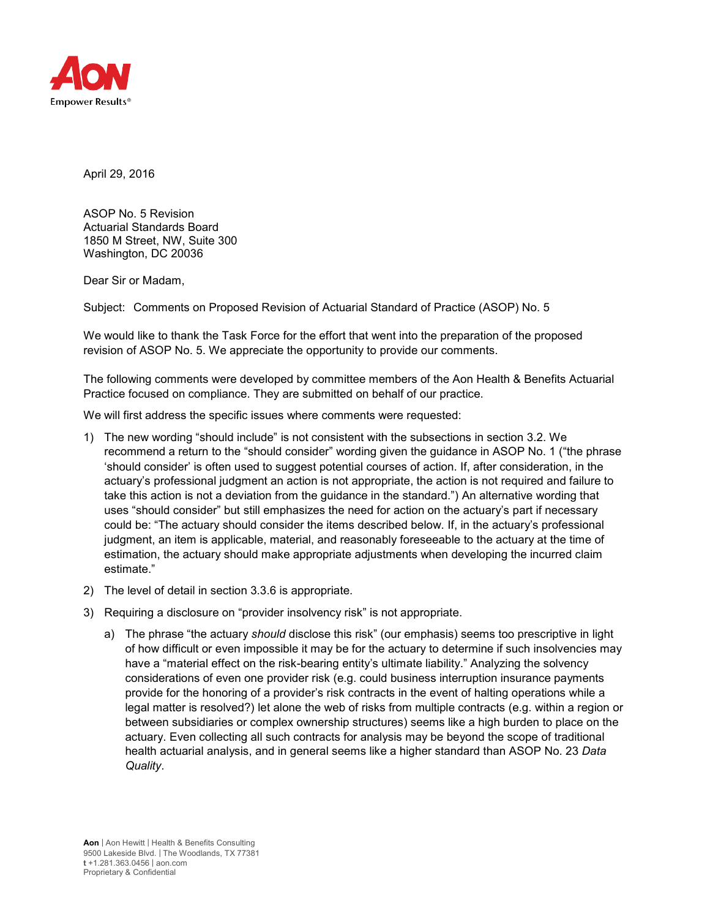April 29, 2016

ASOP No. 5 Revision
Actuarial Standards Board
1850 M Street, NW, Suite 300
Washington, DC 20036

Dear Sir or Madam,

Subject: Comments on Proposed Revision of Actuarial Standard of Practice (ASOP) No. 5

We would like to thank the Task Force for the effort that went into the preparation of the proposed revision of ASOP No. 5. We appreciate the opportunity to provide our comments.

The following comments were developed by committee members of the Aon Health & Benefits Actuarial Practice focused on compliance. They are submitted on behalf of our practice.

We will first address the specific issues where comments were requested:

1) The new wording "should include" is not consistent with the subsections in section 3.2. We recommend a return to the "should consider" wording given the guidance in ASOP No. 1 ("the phrase 'should consider' is often used to suggest potential courses of action. If, after consideration, in the actuary's professional judgment an action is not appropriate, the action is not required and failure to take this action is not a deviation from the guidance in the standard.") An alternative wording that uses "should consider" but still emphasizes the need for action on the actuary's part if necessary could be: "The actuary should consider the items described below. If, in the actuary's professional judgment, an item is applicable, material, and reasonably foreseeable to the actuary at the time of estimation, the actuary should make appropriate adjustments when developing the incurred claim estimate."
2) The level of detail in section 3.3.6 is appropriate.
3) Requiring a disclosure on "provider insolvency risk" is not appropriate.
   a) The phrase "the actuary *should* disclose this risk" (our emphasis) seems too prescriptive in light of how difficult or even impossible it may be for the actuary to determine if such insolvencies may have a "material effect on the risk-bearing entity's ultimate liability." Analyzing the solvency considerations of even one provider risk (e.g. could business interruption insurance payments provide for the honoring of a provider's risk contracts in the event of halting operations while a legal matter is resolved?) let alone the web of risks from multiple contracts (e.g. within a region or between subsidiaries or complex ownership structures) seems like a high burden to place on the actuary. Even collecting all such contracts for analysis may be beyond the scope of traditional health actuarial analysis, and in general seems like a higher standard than ASOP No. 23 *Data Quality*.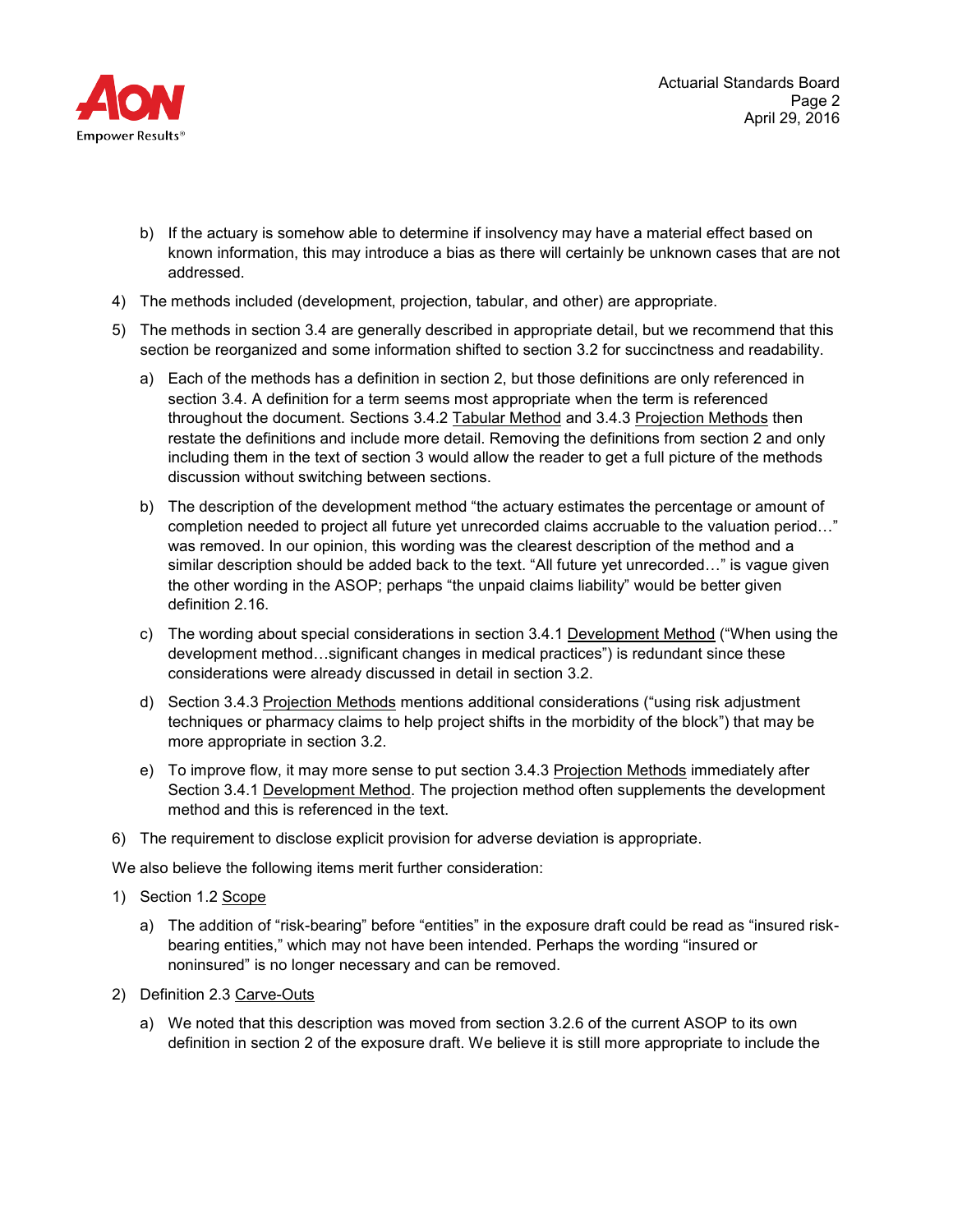b) If the actuary is somehow able to determine if insolvency may have a material effect based on known information, this may introduce a bias as there will certainly be unknown cases that are not addressed.

4) The methods included (development, projection, tabular, and other) are appropriate.

5) The methods in section 3.4 are generally described in appropriate detail, but we recommend that this section be reorganized and some information shifted to section 3.2 for succinctness and readability.

   a) Each of the methods has a definition in section 2, but those definitions are only referenced in section 3.4. A definition for a term seems most appropriate when the term is referenced throughout the document. Sections 3.4.2 Tabular Method and 3.4.3 Projection Methods then restate the definitions and include more detail. Removing the definitions from section 2 and only including them in the text of section 3 would allow the reader to get a full picture of the methods discussion without switching between sections.

   b) The description of the development method "the actuary estimates the percentage or amount of completion needed to project all future yet unrecorded claims accruable to the valuation period…" was removed. In our opinion, this wording was the clearest description of the method and a similar description should be added back to the text. "All future yet unrecorded…" is vague given the other wording in the ASOP; perhaps "the unpaid claims liability" would be better given definition 2.16.

   c) The wording about special considerations in section 3.4.1 Development Method ("When using the development method…significant changes in medical practices") is redundant since these considerations were already discussed in detail in section 3.2.

   d) Section 3.4.3 Projection Methods mentions additional considerations ("using risk adjustment techniques or pharmacy claims to help project shifts in the morbidity of the block") that may be more appropriate in section 3.2.

   e) To improve flow, it may more sense to put section 3.4.3 Projection Methods immediately after Section 3.4.1 Development Method. The projection method often supplements the development method and this is referenced in the text.

6) The requirement to disclose explicit provision for adverse deviation is appropriate.

We also believe the following items merit further consideration:

1) Section 1.2 Scope

   a) The addition of "risk-bearing" before "entities" in the exposure draft could be read as "insured risk-bearing entities," which may not have been intended. Perhaps the wording "insured or noninsured" is no longer necessary and can be removed.

2) Definition 2.3 Carve-Outs

   a) We noted that this description was moved from section 3.2.6 of the current ASOP to its own definition in section 2 of the exposure draft. We believe it is still more appropriate to include the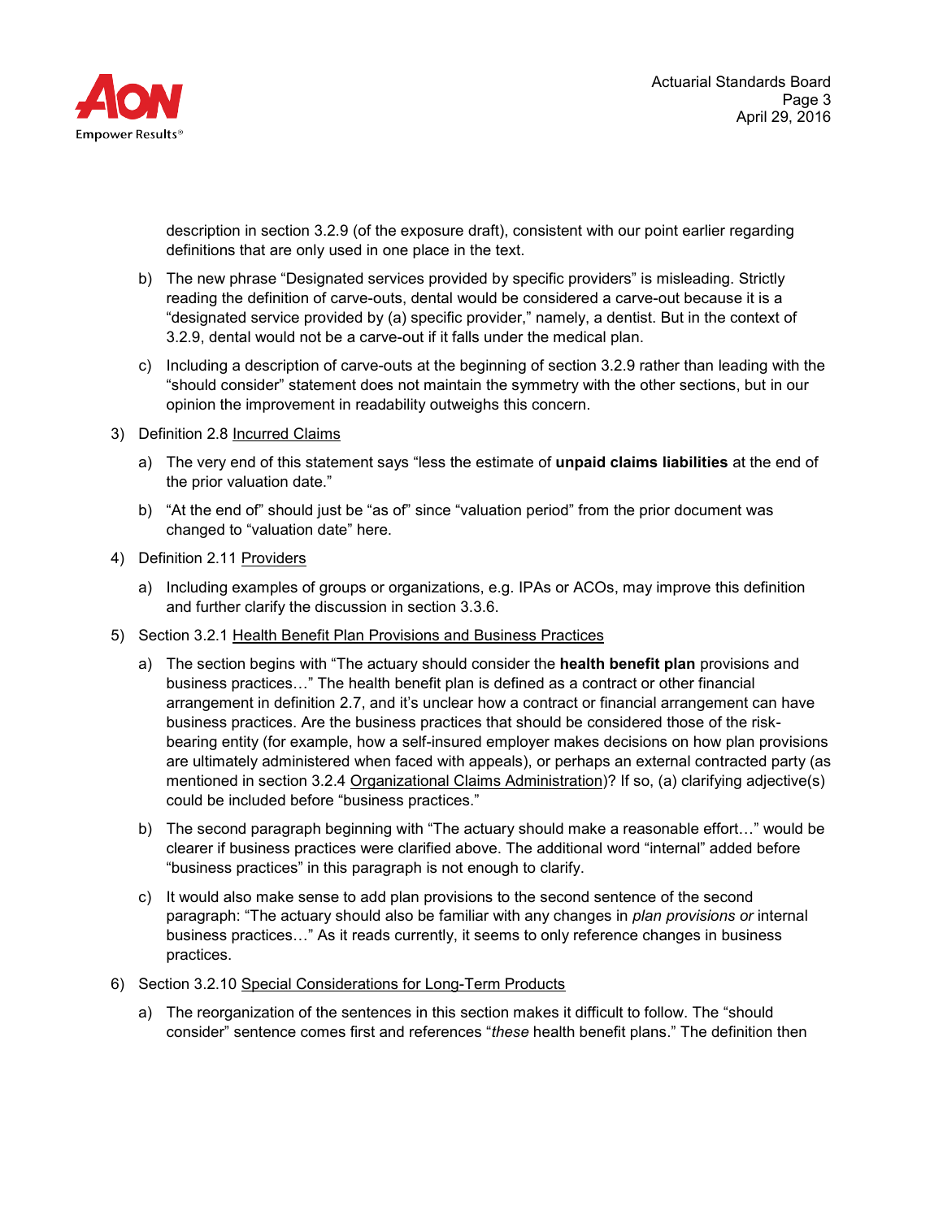description in section 3.2.9 (of the exposure draft), consistent with our point earlier regarding definitions that are only used in one place in the text.

   b) The new phrase "Designated services provided by specific providers" is misleading. Strictly reading the definition of carve-outs, dental would be considered a carve-out because it is a "designated service provided by (a) specific provider," namely, a dentist. But in the context of 3.2.9, dental would not be a carve-out if it falls under the medical plan.

   c) Including a description of carve-outs at the beginning of section 3.2.9 rather than leading with the "should consider" statement does not maintain the symmetry with the other sections, but in our opinion the improvement in readability outweighs this concern.

3) Definition 2.8 Incurred Claims

   a) The very end of this statement says "less the estimate of **unpaid claims liabilities** at the end of the prior valuation date."

   b) "At the end of" should just be "as of" since "valuation period" from the prior document was changed to "valuation date" here.

4) Definition 2.11 Providers

   a) Including examples of groups or organizations, e.g. IPAs or ACOs, may improve this definition and further clarify the discussion in section 3.3.6.

5) Section 3.2.1 Health Benefit Plan Provisions and Business Practices

   a) The section begins with "The actuary should consider the **health benefit plan** provisions and business practices…" The health benefit plan is defined as a contract or other financial arrangement in definition 2.7, and it's unclear how a contract or financial arrangement can have business practices. Are the business practices that should be considered those of the risk-bearing entity (for example, how a self-insured employer makes decisions on how plan provisions are ultimately administered when faced with appeals), or perhaps an external contracted party (as mentioned in section 3.2.4 Organizational Claims Administration)? If so, (a) clarifying adjective(s) could be included before "business practices."

   b) The second paragraph beginning with "The actuary should make a reasonable effort…" would be clearer if business practices were clarified above. The additional word "internal" added before "business practices" in this paragraph is not enough to clarify.

   c) It would also make sense to add plan provisions to the second sentence of the second paragraph: "The actuary should also be familiar with any changes in *plan provisions or* internal business practices…" As it reads currently, it seems to only reference changes in business practices.

6) Section 3.2.10 Special Considerations for Long-Term Products

   a) The reorganization of the sentences in this section makes it difficult to follow. The "should consider" sentence comes first and references "*these* health benefit plans." The definition then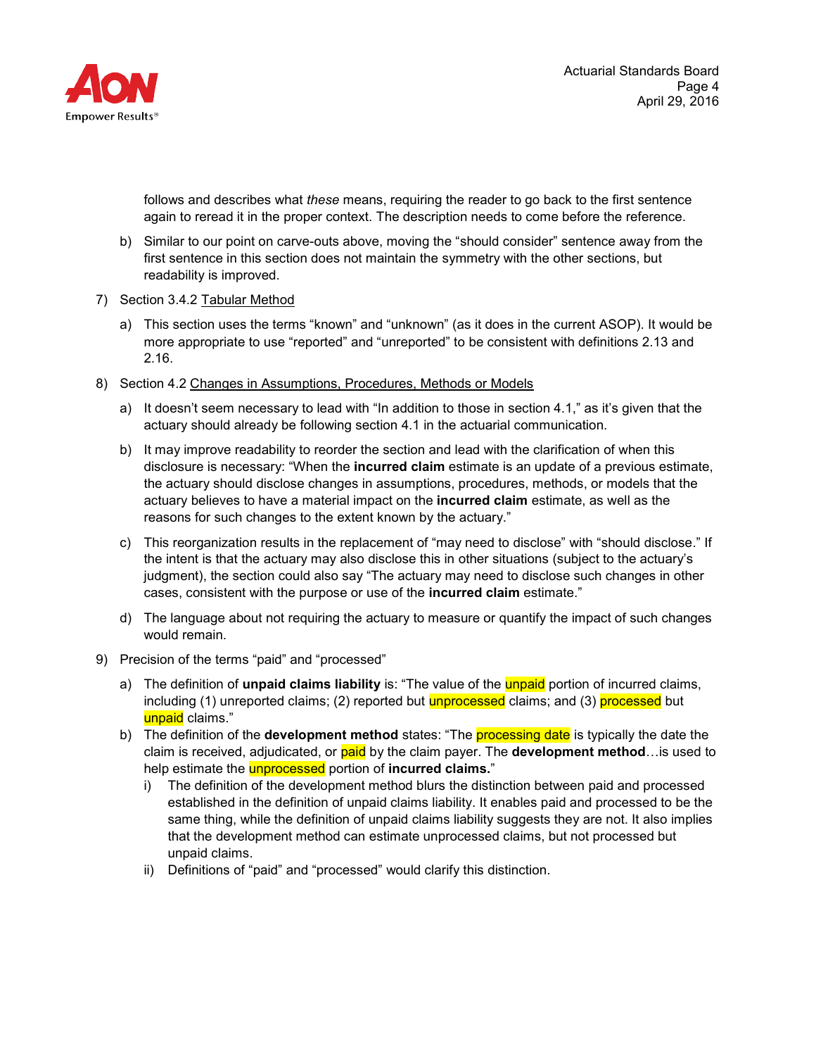follows and describes what *these* means, requiring the reader to go back to the first sentence again to reread it in the proper context. The description needs to come before the reference.

   b) Similar to our point on carve-outs above, moving the "should consider" sentence away from the first sentence in this section does not maintain the symmetry with the other sections, but readability is improved.

7) Section 3.4.2 Tabular Method

   a) This section uses the terms "known" and "unknown" (as it does in the current ASOP). It would be more appropriate to use "reported" and "unreported" to be consistent with definitions 2.13 and 2.16.

8) Section 4.2 Changes in Assumptions, Procedures, Methods or Models

   a) It doesn't seem necessary to lead with "In addition to those in section 4.1," as it's given that the actuary should already be following section 4.1 in the actuarial communication.

   b) It may improve readability to reorder the section and lead with the clarification of when this disclosure is necessary: "When the **incurred claim** estimate is an update of a previous estimate, the actuary should disclose changes in assumptions, procedures, methods, or models that the actuary believes to have a material impact on the **incurred claim** estimate, as well as the reasons for such changes to the extent known by the actuary."

   c) This reorganization results in the replacement of "may need to disclose" with "should disclose." If the intent is that the actuary may also disclose this in other situations (subject to the actuary's judgment), the section could also say "The actuary may need to disclose such changes in other cases, consistent with the purpose or use of the **incurred claim** estimate."

   d) The language about not requiring the actuary to measure or quantify the impact of such changes would remain.

9) Precision of the terms "paid" and "processed"

   a) The definition of **unpaid claims liability** is: "The value of the unpaid portion of incurred claims, including (1) unreported claims; (2) reported but unprocessed claims; and (3) processed but unpaid claims."

   b) The definition of the **development method** states: "The processing date is typically the date the claim is received, adjudicated, or paid by the claim payer. The **development method**…is used to help estimate the unprocessed portion of **incurred claims.**"

      i) The definition of the development method blurs the distinction between paid and processed established in the definition of unpaid claims liability. It enables paid and processed to be the same thing, while the definition of unpaid claims liability suggests they are not. It also implies that the development method can estimate unprocessed claims, but not processed but unpaid claims.

      ii) Definitions of "paid" and "processed" would clarify this distinction.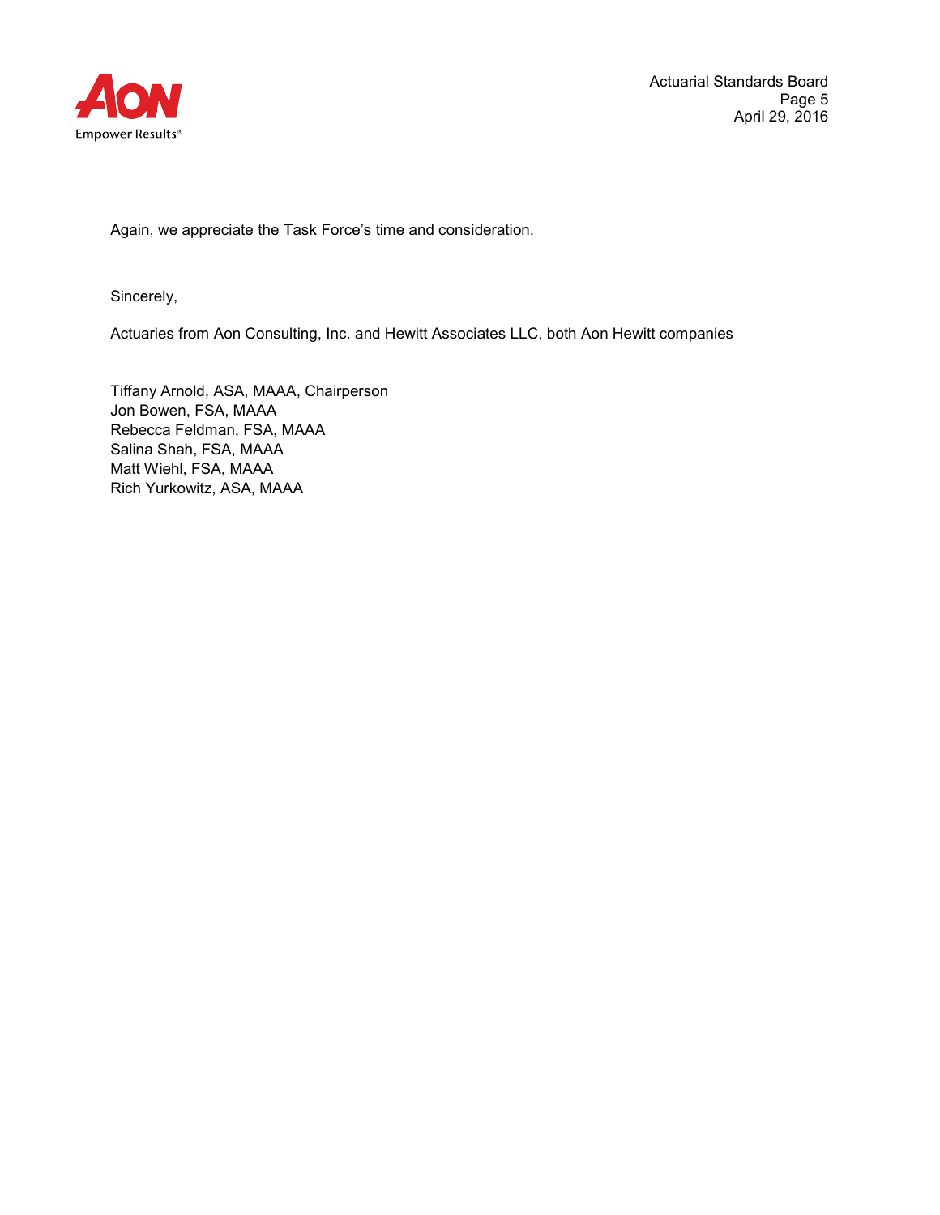Again, we appreciate the Task Force's time and consideration.

Sincerely,

Actuaries from Aon Consulting, Inc. and Hewitt Associates LLC, both Aon Hewitt companies

Tiffany Arnold, ASA, MAAA, Chairperson
Jon Bowen, FSA, MAAA
Rebecca Feldman, FSA, MAAA
Salina Shah, FSA, MAAA
Matt Wiehl, FSA, MAAA
Rich Yurkowitz, ASA, MAAA